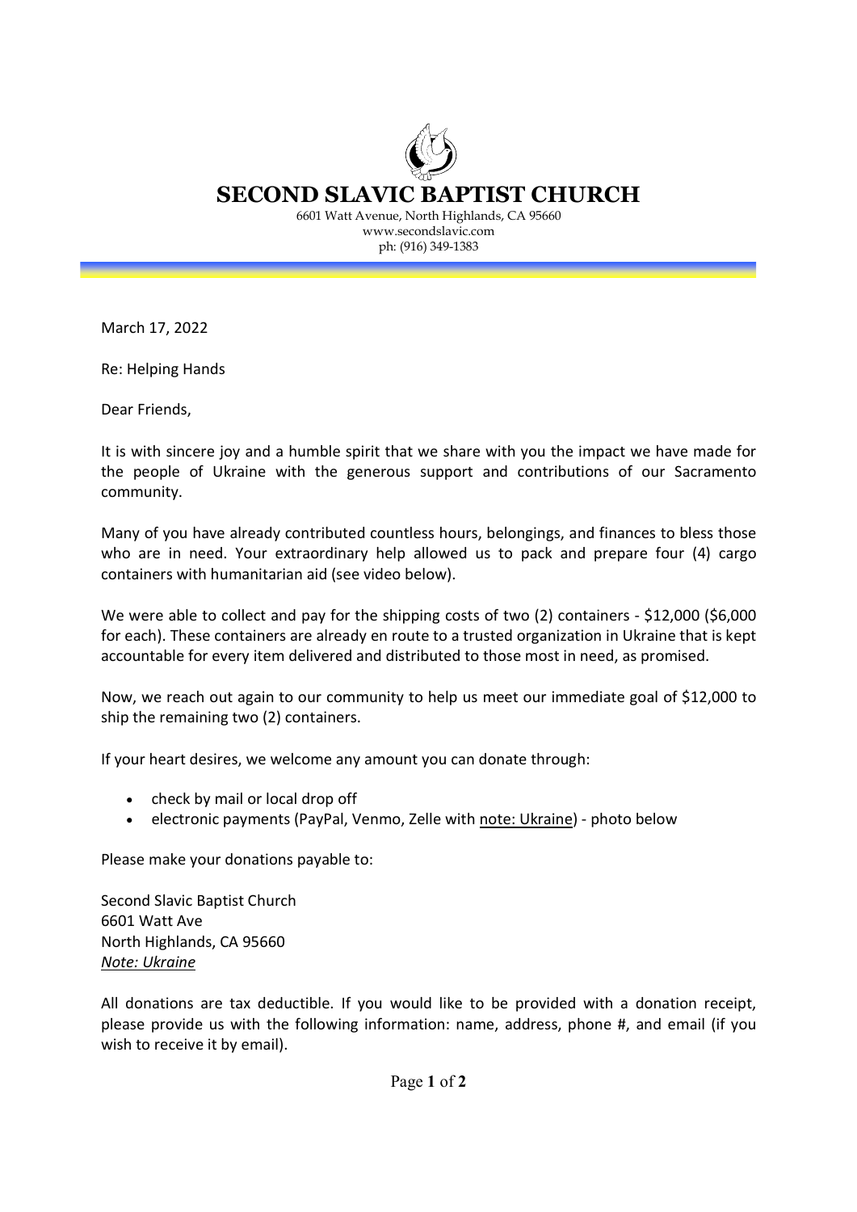# SECOND SLAVIC BAPTIST CHURCH

6601 Watt Avenue, North Highlands, CA 95660
www.secondslavic.com
ph: (916) 349-1383

March 17, 2022

Re: Helping Hands

Dear Friends,

It is with sincere joy and a humble spirit that we share with you the impact we have made for the people of Ukraine with the generous support and contributions of our Sacramento community.

Many of you have already contributed countless hours, belongings, and finances to bless those who are in need. Your extraordinary help allowed us to pack and prepare four (4) cargo containers with humanitarian aid (see video below).

We were able to collect and pay for the shipping costs of two (2) containers - $12,000 ($6,000 for each). These containers are already en route to a trusted organization in Ukraine that is kept accountable for every item delivered and distributed to those most in need, as promised.

Now, we reach out again to our community to help us meet our immediate goal of $12,000 to ship the remaining two (2) containers.

If your heart desires, we welcome any amount you can donate through:

- check by mail or local drop off
- electronic payments (PayPal, Venmo, Zelle with <u>note: Ukraine</u>) - photo below

Please make your donations payable to:

Second Slavic Baptist Church
6601 Watt Ave
North Highlands, CA 95660
*<u>Note: Ukraine</u>*

All donations are tax deductible. If you would like to be provided with a donation receipt, please provide us with the following information: name, address, phone #, and email (if you wish to receive it by email).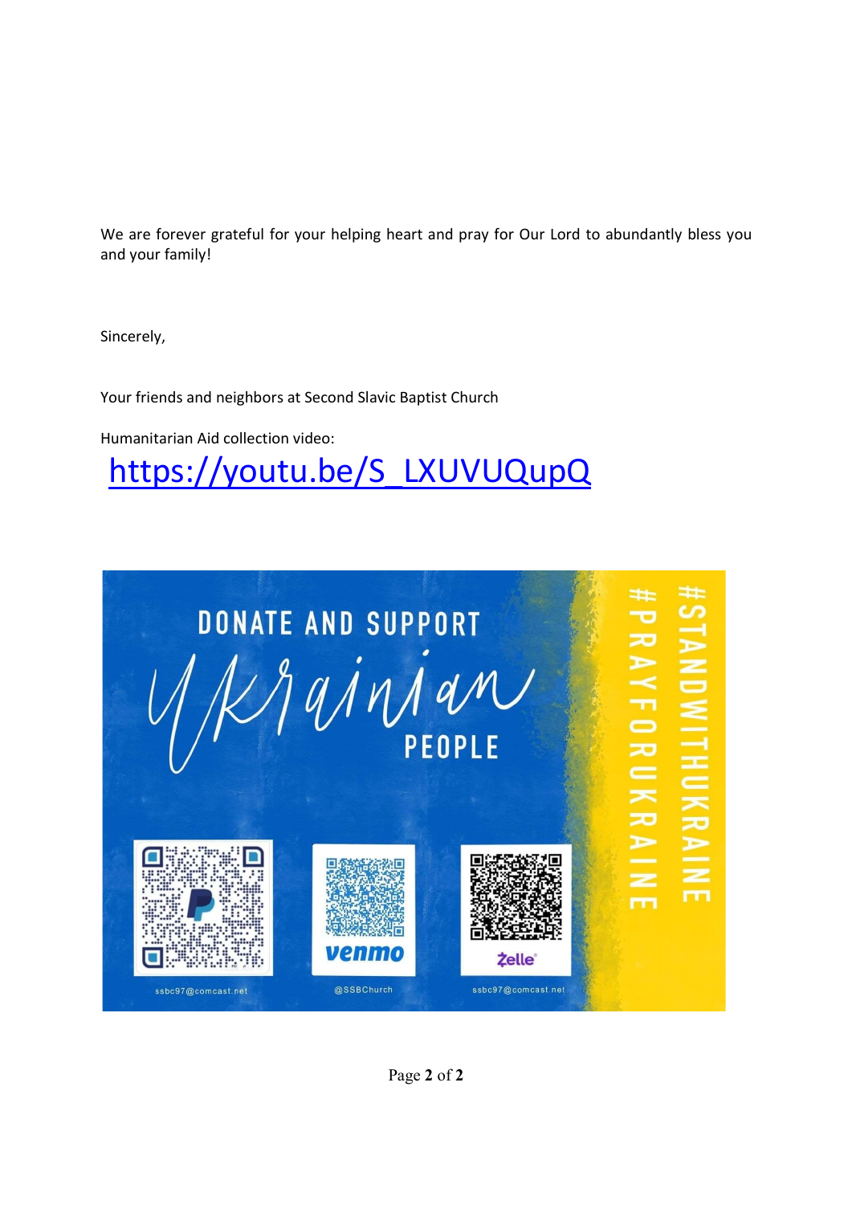We are forever grateful for your helping heart and pray for Our Lord to abundantly bless you and your family!

Sincerely,

Your friends and neighbors at Second Slavic Baptist Church

Humanitarian Aid collection video:

https://youtu.be/S_LXUVUQupQ

DONATE AND SUPPORT

Ukrainian

PEOPLE

#STANDWITHUKRAINE

#PRAYFORUKRAINE

ssbc97@comcast.net

venmo

@SSBChurch

Zelle

ssbc97@comcast.net